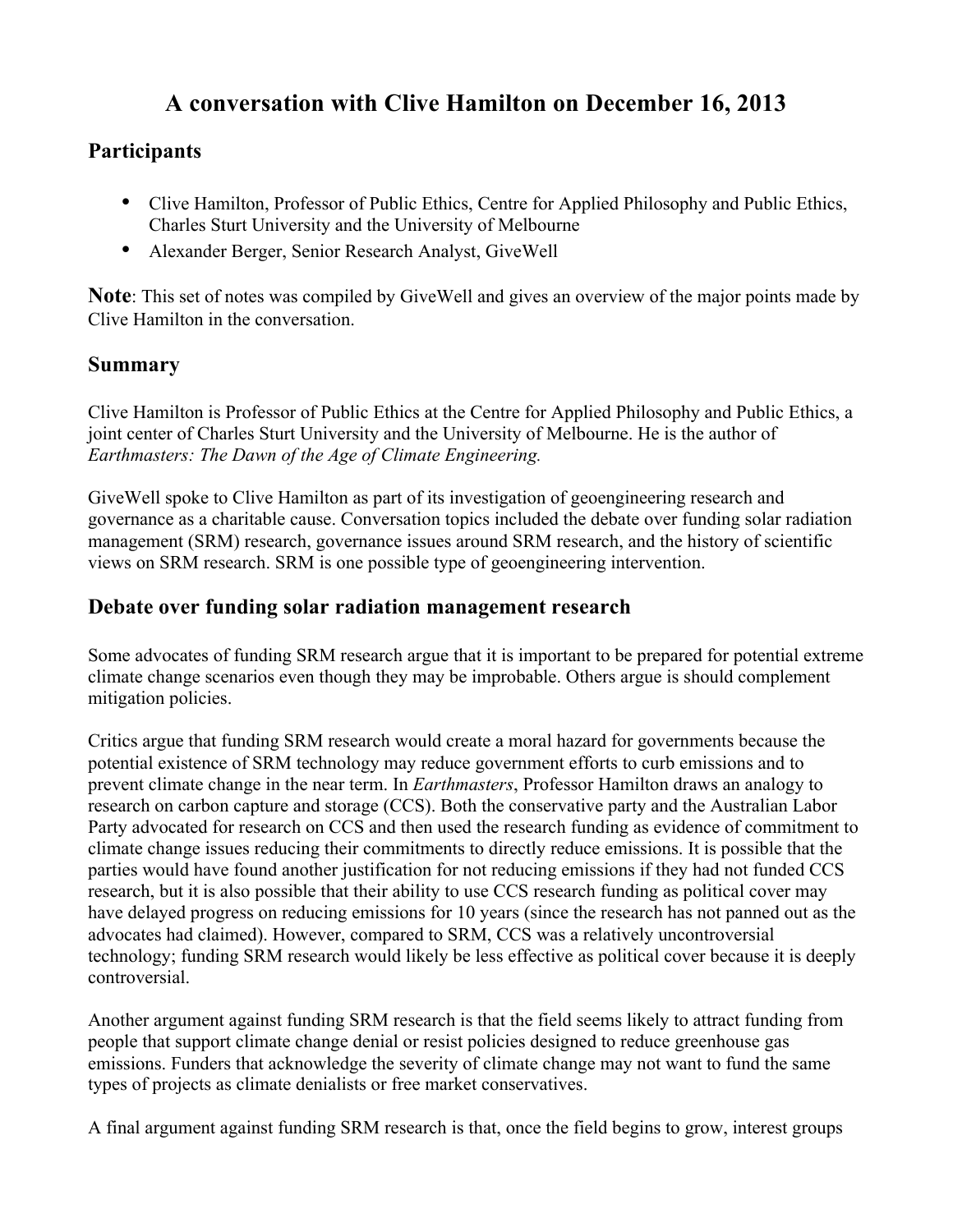# A conversation with Clive Hamilton on December 16, 2013

## Participants

- Clive Hamilton, Professor of Public Ethics, Centre for Applied Philosophy and Public Ethics, Charles Sturt University and the University of Melbourne
- Alexander Berger, Senior Research Analyst, GiveWell

**Note**: This set of notes was compiled by GiveWell and gives an overview of the major points made by Clive Hamilton in the conversation.

## Summary

Clive Hamilton is Professor of Public Ethics at the Centre for Applied Philosophy and Public Ethics, a joint center of Charles Sturt University and the University of Melbourne. He is the author of *Earthmasters: The Dawn of the Age of Climate Engineering.*

GiveWell spoke to Clive Hamilton as part of its investigation of geoengineering research and governance as a charitable cause. Conversation topics included the debate over funding solar radiation management (SRM) research, governance issues around SRM research, and the history of scientific views on SRM research. SRM is one possible type of geoengineering intervention.

## Debate over funding solar radiation management research

Some advocates of funding SRM research argue that it is important to be prepared for potential extreme climate change scenarios even though they may be improbable. Others argue is should complement mitigation policies.

Critics argue that funding SRM research would create a moral hazard for governments because the potential existence of SRM technology may reduce government efforts to curb emissions and to prevent climate change in the near term. In *Earthmasters*, Professor Hamilton draws an analogy to research on carbon capture and storage (CCS). Both the conservative party and the Australian Labor Party advocated for research on CCS and then used the research funding as evidence of commitment to climate change issues reducing their commitments to directly reduce emissions. It is possible that the parties would have found another justification for not reducing emissions if they had not funded CCS research, but it is also possible that their ability to use CCS research funding as political cover may have delayed progress on reducing emissions for 10 years (since the research has not panned out as the advocates had claimed). However, compared to SRM, CCS was a relatively uncontroversial technology; funding SRM research would likely be less effective as political cover because it is deeply controversial.

Another argument against funding SRM research is that the field seems likely to attract funding from people that support climate change denial or resist policies designed to reduce greenhouse gas emissions. Funders that acknowledge the severity of climate change may not want to fund the same types of projects as climate denialists or free market conservatives.

A final argument against funding SRM research is that, once the field begins to grow, interest groups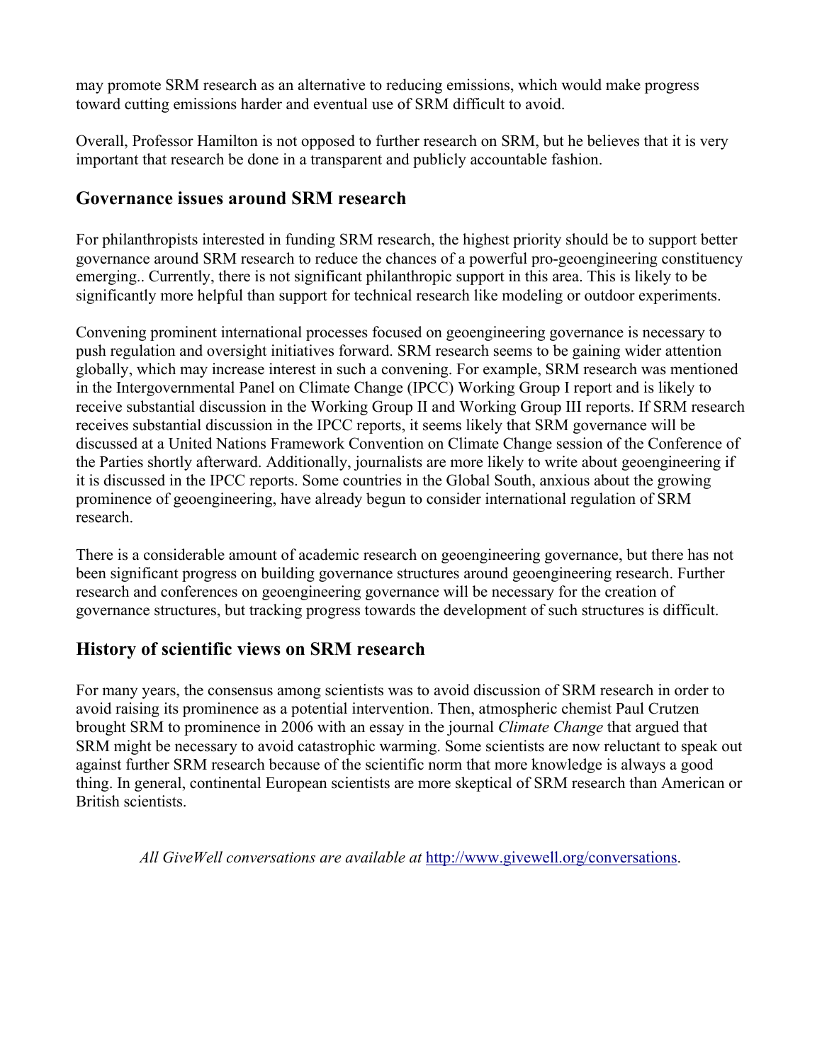may promote SRM research as an alternative to reducing emissions, which would make progress toward cutting emissions harder and eventual use of SRM difficult to avoid.

Overall, Professor Hamilton is not opposed to further research on SRM, but he believes that it is very important that research be done in a transparent and publicly accountable fashion.

## Governance issues around SRM research

For philanthropists interested in funding SRM research, the highest priority should be to support better governance around SRM research to reduce the chances of a powerful pro-geoengineering constituency emerging.. Currently, there is not significant philanthropic support in this area. This is likely to be significantly more helpful than support for technical research like modeling or outdoor experiments.

Convening prominent international processes focused on geoengineering governance is necessary to push regulation and oversight initiatives forward. SRM research seems to be gaining wider attention globally, which may increase interest in such a convening. For example, SRM research was mentioned in the Intergovernmental Panel on Climate Change (IPCC) Working Group I report and is likely to receive substantial discussion in the Working Group II and Working Group III reports. If SRM research receives substantial discussion in the IPCC reports, it seems likely that SRM governance will be discussed at a United Nations Framework Convention on Climate Change session of the Conference of the Parties shortly afterward. Additionally, journalists are more likely to write about geoengineering if it is discussed in the IPCC reports. Some countries in the Global South, anxious about the growing prominence of geoengineering, have already begun to consider international regulation of SRM research.

There is a considerable amount of academic research on geoengineering governance, but there has not been significant progress on building governance structures around geoengineering research. Further research and conferences on geoengineering governance will be necessary for the creation of governance structures, but tracking progress towards the development of such structures is difficult.

## History of scientific views on SRM research

For many years, the consensus among scientists was to avoid discussion of SRM research in order to avoid raising its prominence as a potential intervention. Then, atmospheric chemist Paul Crutzen brought SRM to prominence in 2006 with an essay in the journal *Climate Change* that argued that SRM might be necessary to avoid catastrophic warming. Some scientists are now reluctant to speak out against further SRM research because of the scientific norm that more knowledge is always a good thing. In general, continental European scientists are more skeptical of SRM research than American or British scientists.

*All GiveWell conversations are available at* [http://www.givewell.org/conversations](http://www.givewell.org/conversations).